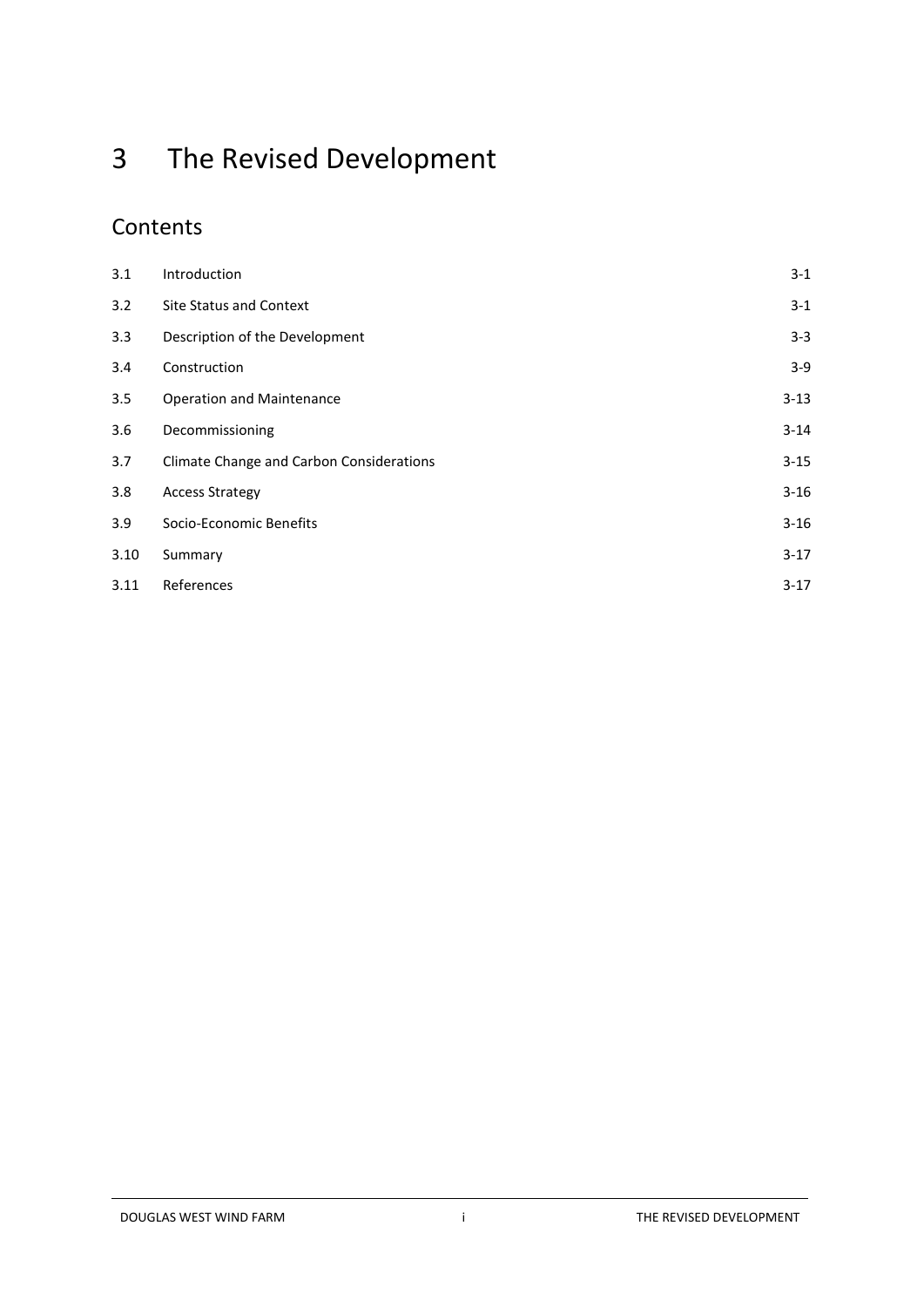# 3 The Revised Development

## Contents

| | | |
|---|---|---|
| 3.1 | Introduction | 3-1 |
| 3.2 | Site Status and Context | 3-1 |
| 3.3 | Description of the Development | 3-3 |
| 3.4 | Construction | 3-9 |
| 3.5 | Operation and Maintenance | 3-13 |
| 3.6 | Decommissioning | 3-14 |
| 3.7 | Climate Change and Carbon Considerations | 3-15 |
| 3.8 | Access Strategy | 3-16 |
| 3.9 | Socio-Economic Benefits | 3-16 |
| 3.10 | Summary | 3-17 |
| 3.11 | References | 3-17 |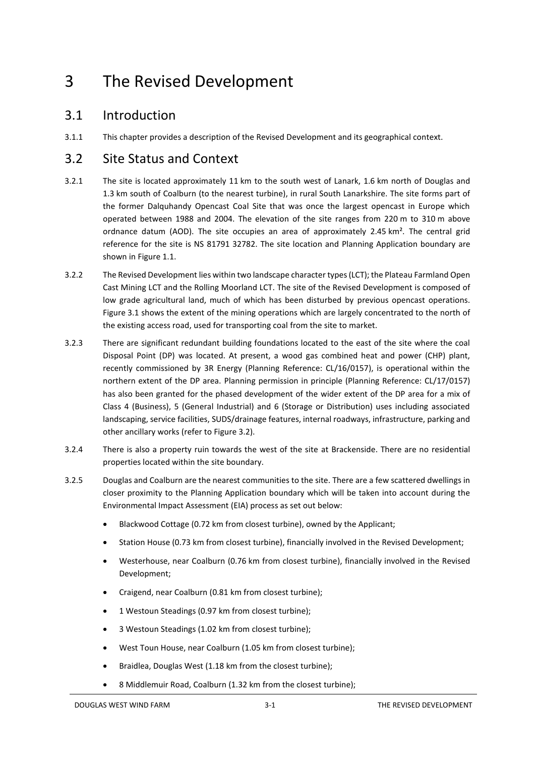// Page 3 of 20 — doc ac404e9a7d77

# 3 The Revised Development

## 3.1 Introduction

3.1.1 This chapter provides a description of the Revised Development and its geographical context.

## 3.2 Site Status and Context

3.2.1 The site is located approximately 11 km to the south west of Lanark, 1.6 km north of Douglas and 1.3 km south of Coalburn (to the nearest turbine), in rural South Lanarkshire. The site forms part of the former Dalquhandy Opencast Coal Site that was once the largest opencast in Europe which operated between 1988 and 2004. The elevation of the site ranges from 220 m to 310 m above ordnance datum (AOD). The site occupies an area of approximately 2.45 km². The central grid reference for the site is NS 81791 32782. The site location and Planning Application boundary are shown in Figure 1.1.

3.2.2 The Revised Development lies within two landscape character types (LCT); the Plateau Farmland Open Cast Mining LCT and the Rolling Moorland LCT. The site of the Revised Development is composed of low grade agricultural land, much of which has been disturbed by previous opencast operations. Figure 3.1 shows the extent of the mining operations which are largely concentrated to the north of the existing access road, used for transporting coal from the site to market.

3.2.3 There are significant redundant building foundations located to the east of the site where the coal Disposal Point (DP) was located. At present, a wood gas combined heat and power (CHP) plant, recently commissioned by 3R Energy (Planning Reference: CL/16/0157), is operational within the northern extent of the DP area. Planning permission in principle (Planning Reference: CL/17/0157) has also been granted for the phased development of the wider extent of the DP area for a mix of Class 4 (Business), 5 (General Industrial) and 6 (Storage or Distribution) uses including associated landscaping, service facilities, SUDS/drainage features, internal roadways, infrastructure, parking and other ancillary works (refer to Figure 3.2).

3.2.4 There is also a property ruin towards the west of the site at Brackenside. There are no residential properties located within the site boundary.

3.2.5 Douglas and Coalburn are the nearest communities to the site. There are a few scattered dwellings in closer proximity to the Planning Application boundary which will be taken into account during the Environmental Impact Assessment (EIA) process as set out below:

- Blackwood Cottage (0.72 km from closest turbine), owned by the Applicant;
- Station House (0.73 km from closest turbine), financially involved in the Revised Development;
- Westerhouse, near Coalburn (0.76 km from closest turbine), financially involved in the Revised Development;
- Craigend, near Coalburn (0.81 km from closest turbine);
- 1 Westoun Steadings (0.97 km from closest turbine);
- 3 Westoun Steadings (1.02 km from closest turbine);
- West Toun House, near Coalburn (1.05 km from closest turbine);
- Braidlea, Douglas West (1.18 km from the closest turbine);
- 8 Middlemuir Road, Coalburn (1.32 km from the closest turbine);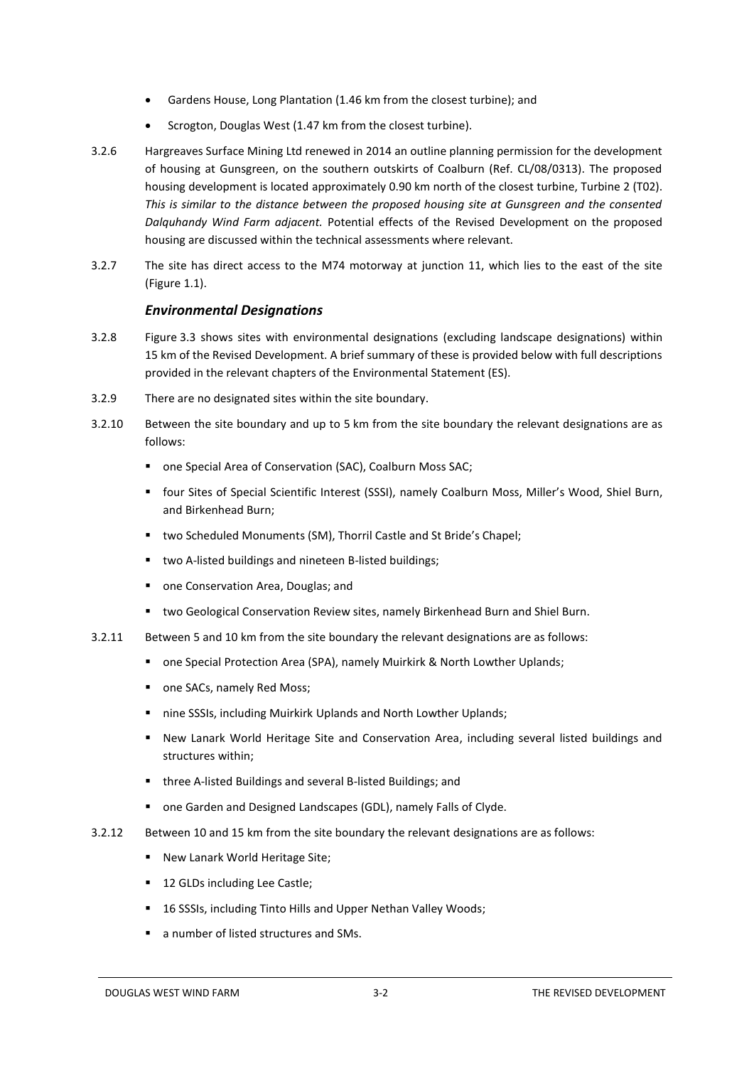- Gardens House, Long Plantation (1.46 km from the closest turbine); and
- Scrogton, Douglas West (1.47 km from the closest turbine).

3.2.6 Hargreaves Surface Mining Ltd renewed in 2014 an outline planning permission for the development of housing at Gunsgreen, on the southern outskirts of Coalburn (Ref. CL/08/0313). The proposed housing development is located approximately 0.90 km north of the closest turbine, Turbine 2 (T02). *This is similar to the distance between the proposed housing site at Gunsgreen and the consented Dalquhandy Wind Farm adjacent.* Potential effects of the Revised Development on the proposed housing are discussed within the technical assessments where relevant.

3.2.7 The site has direct access to the M74 motorway at junction 11, which lies to the east of the site (Figure 1.1).

### *Environmental Designations*

3.2.8 Figure 3.3 shows sites with environmental designations (excluding landscape designations) within 15 km of the Revised Development. A brief summary of these is provided below with full descriptions provided in the relevant chapters of the Environmental Statement (ES).

3.2.9 There are no designated sites within the site boundary.

3.2.10 Between the site boundary and up to 5 km from the site boundary the relevant designations are as follows:

- one Special Area of Conservation (SAC), Coalburn Moss SAC;
- four Sites of Special Scientific Interest (SSSI), namely Coalburn Moss, Miller's Wood, Shiel Burn, and Birkenhead Burn;
- two Scheduled Monuments (SM), Thorril Castle and St Bride's Chapel;
- two A-listed buildings and nineteen B-listed buildings;
- one Conservation Area, Douglas; and
- two Geological Conservation Review sites, namely Birkenhead Burn and Shiel Burn.

3.2.11 Between 5 and 10 km from the site boundary the relevant designations are as follows:

- one Special Protection Area (SPA), namely Muirkirk & North Lowther Uplands;
- one SACs, namely Red Moss;
- nine SSSIs, including Muirkirk Uplands and North Lowther Uplands;
- New Lanark World Heritage Site and Conservation Area, including several listed buildings and structures within;
- three A-listed Buildings and several B-listed Buildings; and
- one Garden and Designed Landscapes (GDL), namely Falls of Clyde.

3.2.12 Between 10 and 15 km from the site boundary the relevant designations are as follows:

- New Lanark World Heritage Site;
- 12 GLDs including Lee Castle;
- 16 SSSIs, including Tinto Hills and Upper Nethan Valley Woods;
- a number of listed structures and SMs.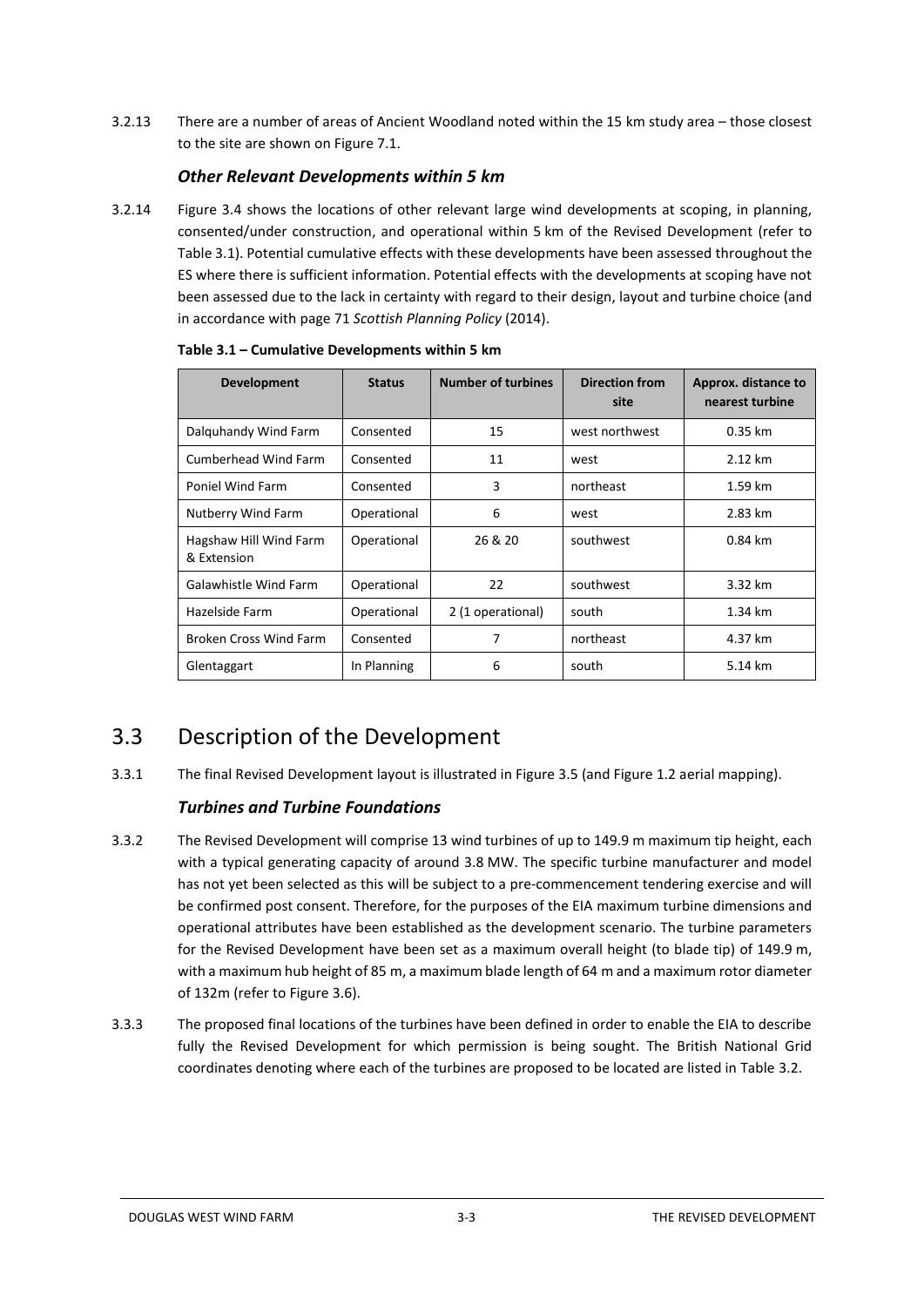3.2.13 There are a number of areas of Ancient Woodland noted within the 15 km study area – those closest to the site are shown on Figure 7.1.

### *Other Relevant Developments within 5 km*

3.2.14 Figure 3.4 shows the locations of other relevant large wind developments at scoping, in planning, consented/under construction, and operational within 5 km of the Revised Development (refer to Table 3.1). Potential cumulative effects with these developments have been assessed throughout the ES where there is sufficient information. Potential effects with the developments at scoping have not been assessed due to the lack in certainty with regard to their design, layout and turbine choice (and in accordance with page 71 *Scottish Planning Policy* (2014).

**Table 3.1 – Cumulative Developments within 5 km**

| Development | Status | Number of turbines | Direction from site | Approx. distance to nearest turbine |
|---|---|---|---|---|
| Dalquhandy Wind Farm | Consented | 15 | west northwest | 0.35 km |
| Cumberhead Wind Farm | Consented | 11 | west | 2.12 km |
| Poniel Wind Farm | Consented | 3 | northeast | 1.59 km |
| Nutberry Wind Farm | Operational | 6 | west | 2.83 km |
| Hagshaw Hill Wind Farm & Extension | Operational | 26 & 20 | southwest | 0.84 km |
| Galawhistle Wind Farm | Operational | 22 | southwest | 3.32 km |
| Hazelside Farm | Operational | 2 (1 operational) | south | 1.34 km |
| Broken Cross Wind Farm | Consented | 7 | northeast | 4.37 km |
| Glentaggart | In Planning | 6 | south | 5.14 km |

## 3.3 Description of the Development

3.3.1 The final Revised Development layout is illustrated in Figure 3.5 (and Figure 1.2 aerial mapping).

### *Turbines and Turbine Foundations*

3.3.2 The Revised Development will comprise 13 wind turbines of up to 149.9 m maximum tip height, each with a typical generating capacity of around 3.8 MW. The specific turbine manufacturer and model has not yet been selected as this will be subject to a pre-commencement tendering exercise and will be confirmed post consent. Therefore, for the purposes of the EIA maximum turbine dimensions and operational attributes have been established as the development scenario. The turbine parameters for the Revised Development have been set as a maximum overall height (to blade tip) of 149.9 m, with a maximum hub height of 85 m, a maximum blade length of 64 m and a maximum rotor diameter of 132m (refer to Figure 3.6).

3.3.3 The proposed final locations of the turbines have been defined in order to enable the EIA to describe fully the Revised Development for which permission is being sought. The British National Grid coordinates denoting where each of the turbines are proposed to be located are listed in Table 3.2.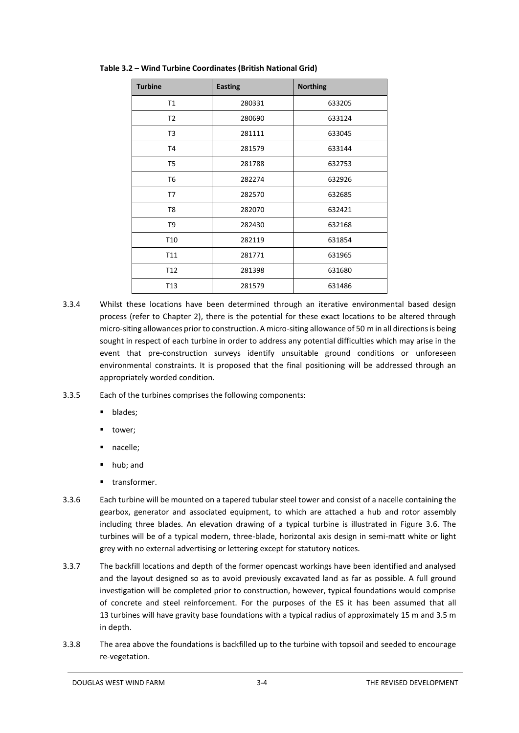**Table 3.2 – Wind Turbine Coordinates (British National Grid)**

| Turbine | Easting | Northing |
|---|---|---|
| T1 | 280331 | 633205 |
| T2 | 280690 | 633124 |
| T3 | 281111 | 633045 |
| T4 | 281579 | 633144 |
| T5 | 281788 | 632753 |
| T6 | 282274 | 632926 |
| T7 | 282570 | 632685 |
| T8 | 282070 | 632421 |
| T9 | 282430 | 632168 |
| T10 | 282119 | 631854 |
| T11 | 281771 | 631965 |
| T12 | 281398 | 631680 |
| T13 | 281579 | 631486 |

3.3.4 Whilst these locations have been determined through an iterative environmental based design process (refer to Chapter 2), there is the potential for these exact locations to be altered through micro-siting allowances prior to construction. A micro-siting allowance of 50 m in all directions is being sought in respect of each turbine in order to address any potential difficulties which may arise in the event that pre-construction surveys identify unsuitable ground conditions or unforeseen environmental constraints. It is proposed that the final positioning will be addressed through an appropriately worded condition.

3.3.5 Each of the turbines comprises the following components:

- blades;
- tower;
- nacelle;
- hub; and
- transformer.

3.3.6 Each turbine will be mounted on a tapered tubular steel tower and consist of a nacelle containing the gearbox, generator and associated equipment, to which are attached a hub and rotor assembly including three blades. An elevation drawing of a typical turbine is illustrated in Figure 3.6. The turbines will be of a typical modern, three-blade, horizontal axis design in semi-matt white or light grey with no external advertising or lettering except for statutory notices.

3.3.7 The backfill locations and depth of the former opencast workings have been identified and analysed and the layout designed so as to avoid previously excavated land as far as possible. A full ground investigation will be completed prior to construction, however, typical foundations would comprise of concrete and steel reinforcement. For the purposes of the ES it has been assumed that all 13 turbines will have gravity base foundations with a typical radius of approximately 15 m and 3.5 m in depth.

3.3.8 The area above the foundations is backfilled up to the turbine with topsoil and seeded to encourage re-vegetation.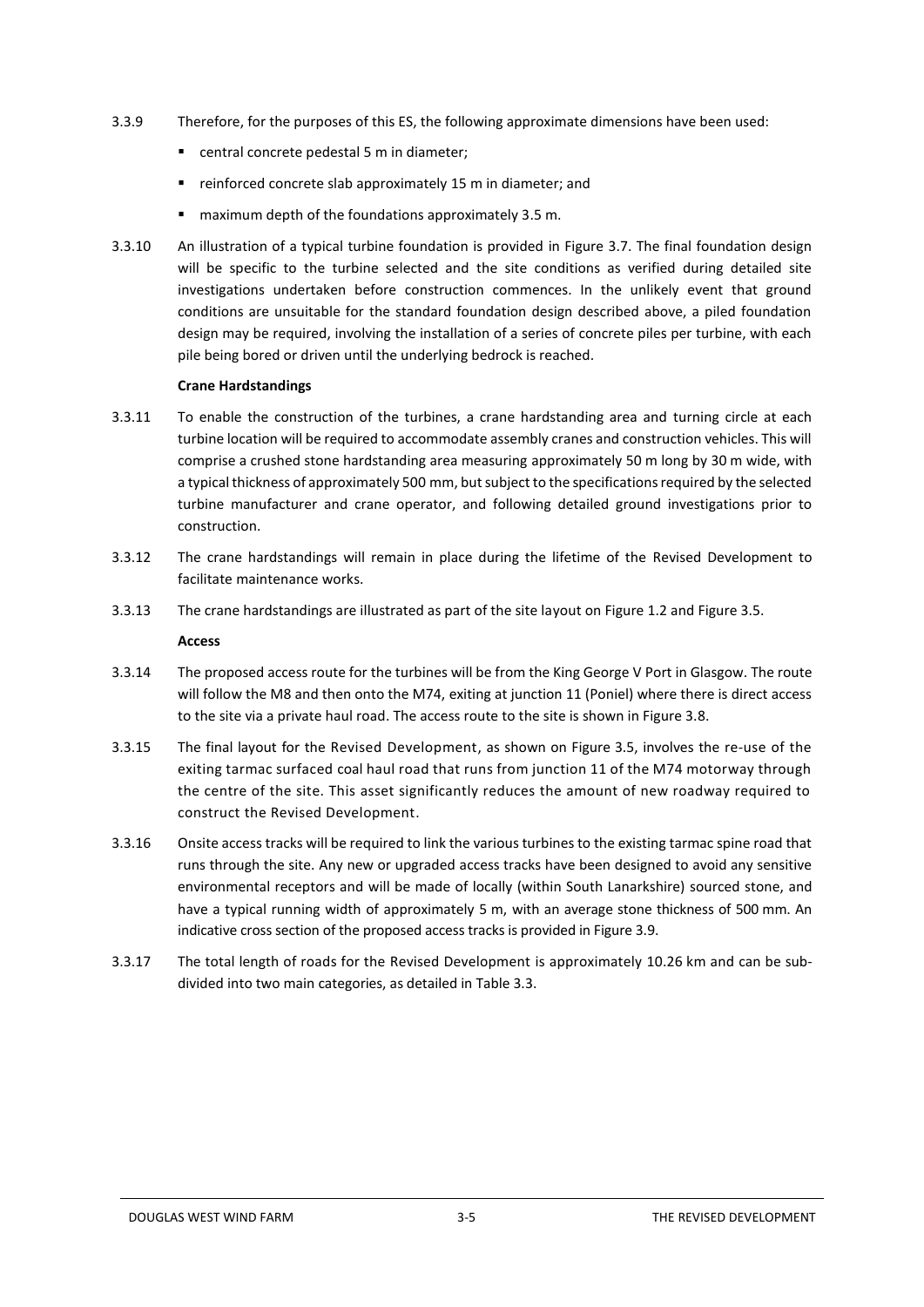3.3.9 Therefore, for the purposes of this ES, the following approximate dimensions have been used:

- central concrete pedestal 5 m in diameter;
- reinforced concrete slab approximately 15 m in diameter; and
- maximum depth of the foundations approximately 3.5 m.

3.3.10 An illustration of a typical turbine foundation is provided in Figure 3.7. The final foundation design will be specific to the turbine selected and the site conditions as verified during detailed site investigations undertaken before construction commences. In the unlikely event that ground conditions are unsuitable for the standard foundation design described above, a piled foundation design may be required, involving the installation of a series of concrete piles per turbine, with each pile being bored or driven until the underlying bedrock is reached.

**Crane Hardstandings**

3.3.11 To enable the construction of the turbines, a crane hardstanding area and turning circle at each turbine location will be required to accommodate assembly cranes and construction vehicles. This will comprise a crushed stone hardstanding area measuring approximately 50 m long by 30 m wide, with a typical thickness of approximately 500 mm, but subject to the specifications required by the selected turbine manufacturer and crane operator, and following detailed ground investigations prior to construction.

3.3.12 The crane hardstandings will remain in place during the lifetime of the Revised Development to facilitate maintenance works.

3.3.13 The crane hardstandings are illustrated as part of the site layout on Figure 1.2 and Figure 3.5.

**Access**

3.3.14 The proposed access route for the turbines will be from the King George V Port in Glasgow. The route will follow the M8 and then onto the M74, exiting at junction 11 (Poniel) where there is direct access to the site via a private haul road. The access route to the site is shown in Figure 3.8.

3.3.15 The final layout for the Revised Development, as shown on Figure 3.5, involves the re-use of the exiting tarmac surfaced coal haul road that runs from junction 11 of the M74 motorway through the centre of the site. This asset significantly reduces the amount of new roadway required to construct the Revised Development.

3.3.16 Onsite access tracks will be required to link the various turbines to the existing tarmac spine road that runs through the site. Any new or upgraded access tracks have been designed to avoid any sensitive environmental receptors and will be made of locally (within South Lanarkshire) sourced stone, and have a typical running width of approximately 5 m, with an average stone thickness of 500 mm. An indicative cross section of the proposed access tracks is provided in Figure 3.9.

3.3.17 The total length of roads for the Revised Development is approximately 10.26 km and can be sub-divided into two main categories, as detailed in Table 3.3.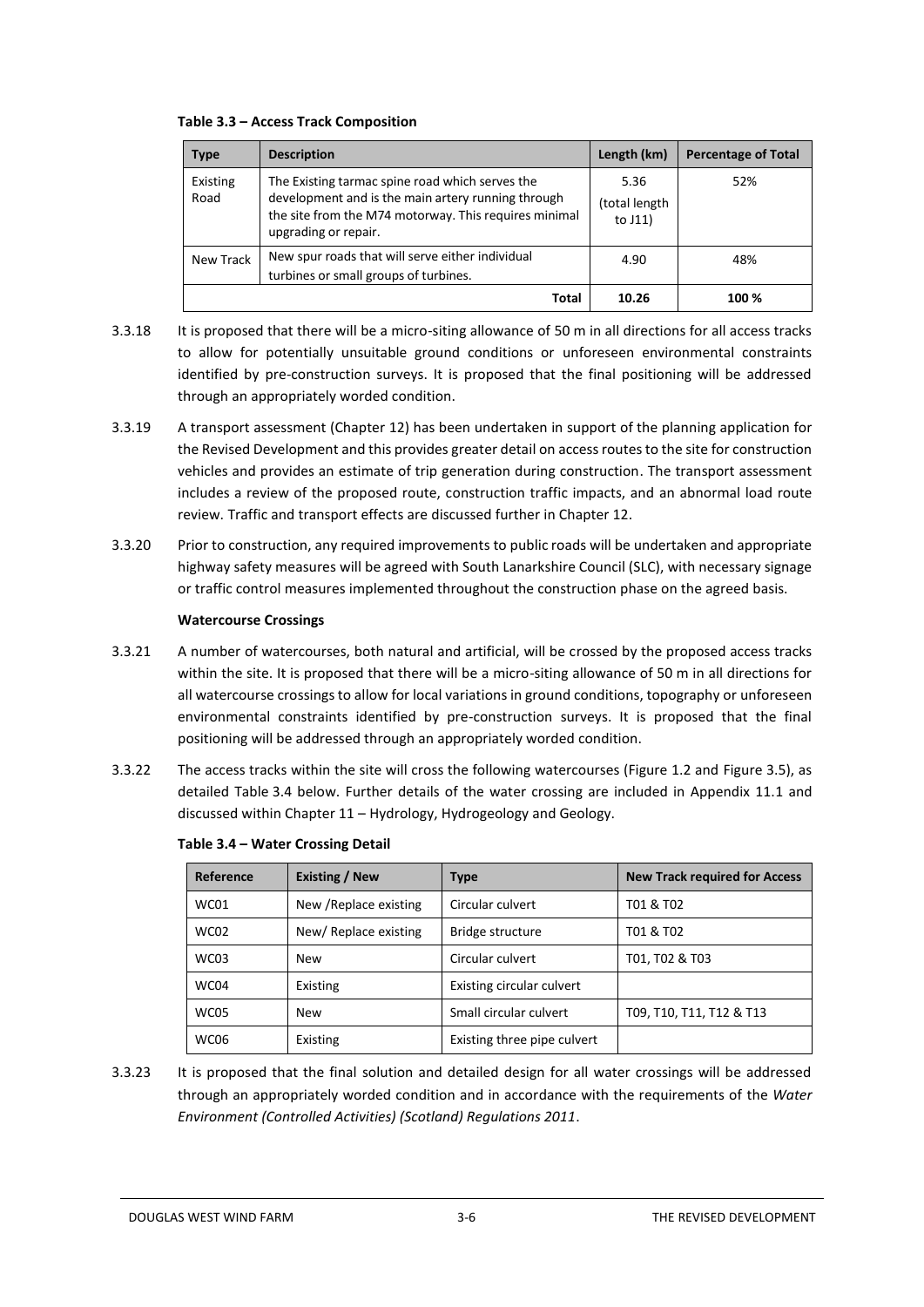**Table 3.3 – Access Track Composition**

| Type | Description | Length (km) | Percentage of Total |
|---|---|---|---|
| Existing Road | The Existing tarmac spine road which serves the development and is the main artery running through the site from the M74 motorway. This requires minimal upgrading or repair. | 5.36 (total length to J11) | 52% |
| New Track | New spur roads that will serve either individual turbines or small groups of turbines. | 4.90 | 48% |
| | **Total** | **10.26** | **100 %** |

3.3.18 It is proposed that there will be a micro-siting allowance of 50 m in all directions for all access tracks to allow for potentially unsuitable ground conditions or unforeseen environmental constraints identified by pre-construction surveys. It is proposed that the final positioning will be addressed through an appropriately worded condition.

3.3.19 A transport assessment (Chapter 12) has been undertaken in support of the planning application for the Revised Development and this provides greater detail on access routes to the site for construction vehicles and provides an estimate of trip generation during construction. The transport assessment includes a review of the proposed route, construction traffic impacts, and an abnormal load route review. Traffic and transport effects are discussed further in Chapter 12.

3.3.20 Prior to construction, any required improvements to public roads will be undertaken and appropriate highway safety measures will be agreed with South Lanarkshire Council (SLC), with necessary signage or traffic control measures implemented throughout the construction phase on the agreed basis.

**Watercourse Crossings**

3.3.21 A number of watercourses, both natural and artificial, will be crossed by the proposed access tracks within the site. It is proposed that there will be a micro-siting allowance of 50 m in all directions for all watercourse crossings to allow for local variations in ground conditions, topography or unforeseen environmental constraints identified by pre-construction surveys. It is proposed that the final positioning will be addressed through an appropriately worded condition.

3.3.22 The access tracks within the site will cross the following watercourses (Figure 1.2 and Figure 3.5), as detailed Table 3.4 below. Further details of the water crossing are included in Appendix 11.1 and discussed within Chapter 11 – Hydrology, Hydrogeology and Geology.

**Table 3.4 – Water Crossing Detail**

| Reference | Existing / New | Type | New Track required for Access |
|---|---|---|---|
| WC01 | New /Replace existing | Circular culvert | T01 & T02 |
| WC02 | New/ Replace existing | Bridge structure | T01 & T02 |
| WC03 | New | Circular culvert | T01, T02 & T03 |
| WC04 | Existing | Existing circular culvert | |
| WC05 | New | Small circular culvert | T09, T10, T11, T12 & T13 |
| WC06 | Existing | Existing three pipe culvert | |

3.3.23 It is proposed that the final solution and detailed design for all water crossings will be addressed through an appropriately worded condition and in accordance with the requirements of the *Water Environment (Controlled Activities) (Scotland) Regulations 2011*.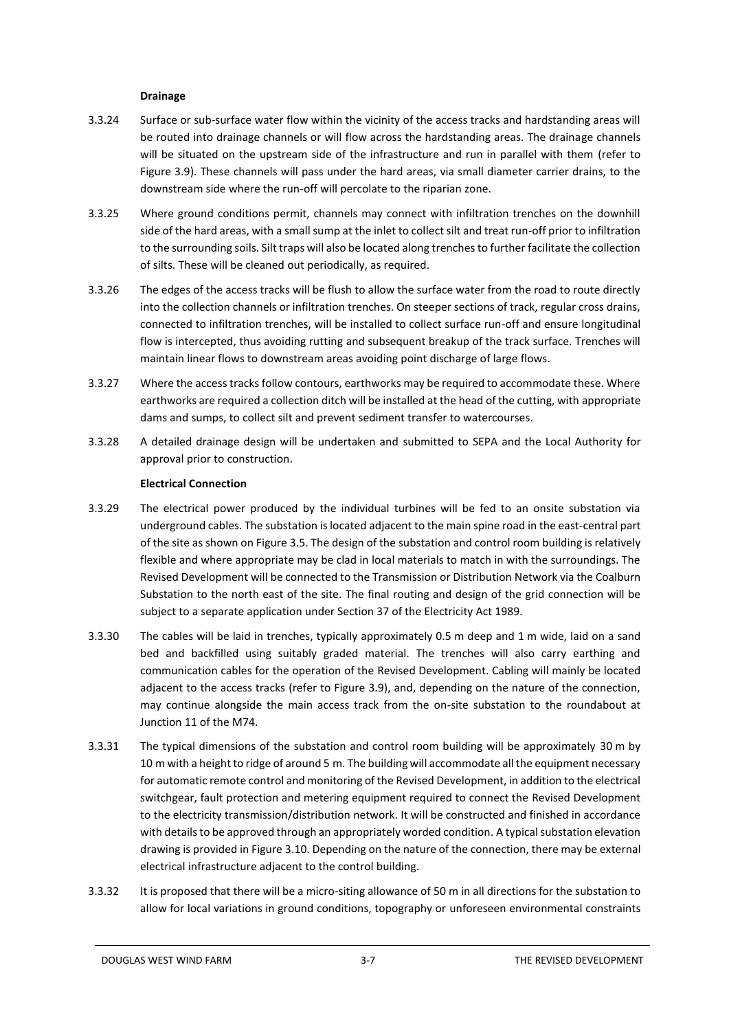**Drainage**

3.3.24 Surface or sub-surface water flow within the vicinity of the access tracks and hardstanding areas will be routed into drainage channels or will flow across the hardstanding areas. The drainage channels will be situated on the upstream side of the infrastructure and run in parallel with them (refer to Figure 3.9). These channels will pass under the hard areas, via small diameter carrier drains, to the downstream side where the run-off will percolate to the riparian zone.

3.3.25 Where ground conditions permit, channels may connect with infiltration trenches on the downhill side of the hard areas, with a small sump at the inlet to collect silt and treat run-off prior to infiltration to the surrounding soils. Silt traps will also be located along trenches to further facilitate the collection of silts. These will be cleaned out periodically, as required.

3.3.26 The edges of the access tracks will be flush to allow the surface water from the road to route directly into the collection channels or infiltration trenches. On steeper sections of track, regular cross drains, connected to infiltration trenches, will be installed to collect surface run-off and ensure longitudinal flow is intercepted, thus avoiding rutting and subsequent breakup of the track surface. Trenches will maintain linear flows to downstream areas avoiding point discharge of large flows.

3.3.27 Where the access tracks follow contours, earthworks may be required to accommodate these. Where earthworks are required a collection ditch will be installed at the head of the cutting, with appropriate dams and sumps, to collect silt and prevent sediment transfer to watercourses.

3.3.28 A detailed drainage design will be undertaken and submitted to SEPA and the Local Authority for approval prior to construction.

**Electrical Connection**

3.3.29 The electrical power produced by the individual turbines will be fed to an onsite substation via underground cables. The substation is located adjacent to the main spine road in the east-central part of the site as shown on Figure 3.5. The design of the substation and control room building is relatively flexible and where appropriate may be clad in local materials to match in with the surroundings. The Revised Development will be connected to the Transmission or Distribution Network via the Coalburn Substation to the north east of the site. The final routing and design of the grid connection will be subject to a separate application under Section 37 of the Electricity Act 1989.

3.3.30 The cables will be laid in trenches, typically approximately 0.5 m deep and 1 m wide, laid on a sand bed and backfilled using suitably graded material. The trenches will also carry earthing and communication cables for the operation of the Revised Development. Cabling will mainly be located adjacent to the access tracks (refer to Figure 3.9), and, depending on the nature of the connection, may continue alongside the main access track from the on-site substation to the roundabout at Junction 11 of the M74.

3.3.31 The typical dimensions of the substation and control room building will be approximately 30 m by 10 m with a height to ridge of around 5 m. The building will accommodate all the equipment necessary for automatic remote control and monitoring of the Revised Development, in addition to the electrical switchgear, fault protection and metering equipment required to connect the Revised Development to the electricity transmission/distribution network. It will be constructed and finished in accordance with details to be approved through an appropriately worded condition. A typical substation elevation drawing is provided in Figure 3.10. Depending on the nature of the connection, there may be external electrical infrastructure adjacent to the control building.

3.3.32 It is proposed that there will be a micro-siting allowance of 50 m in all directions for the substation to allow for local variations in ground conditions, topography or unforeseen environmental constraints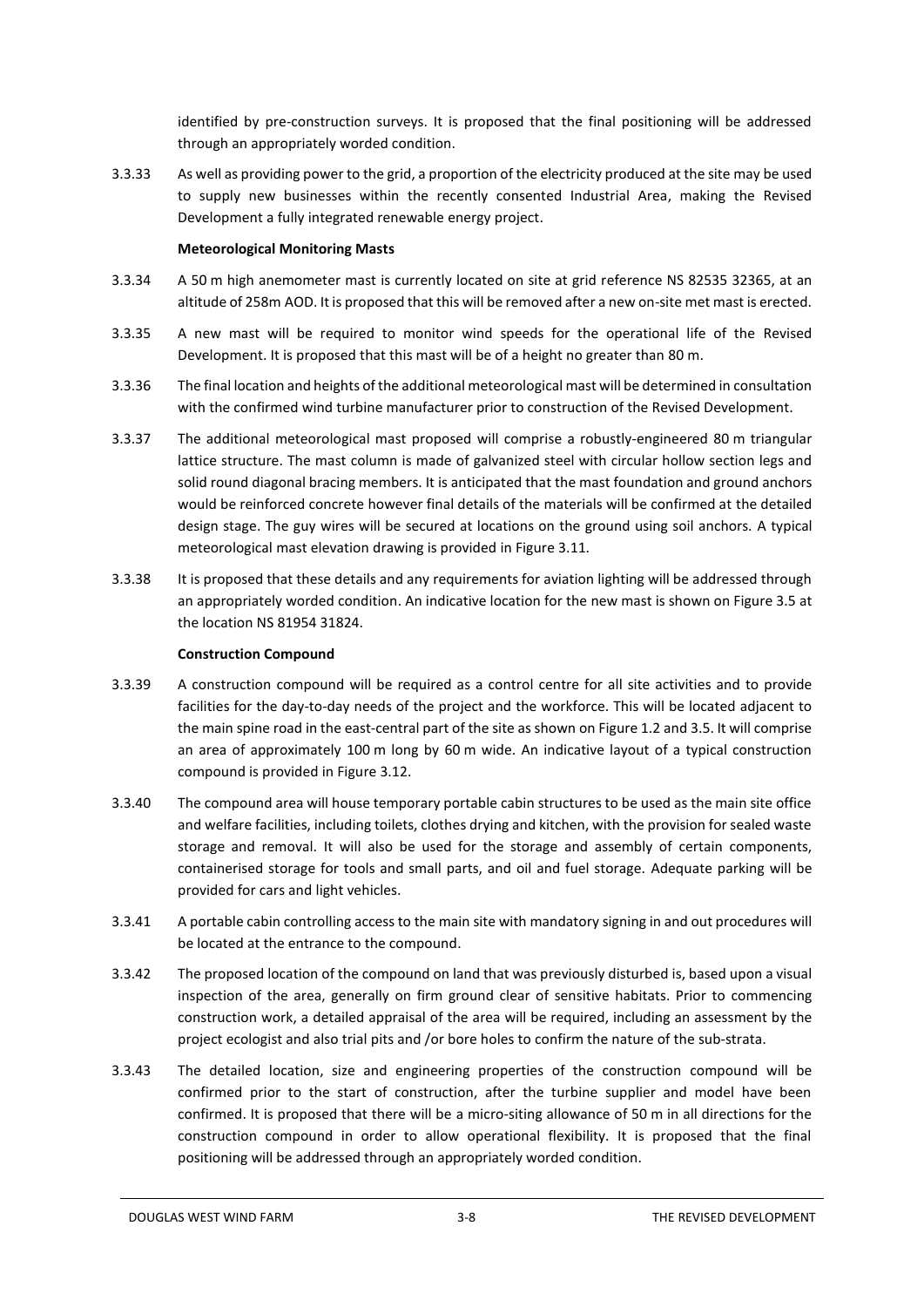identified by pre-construction surveys. It is proposed that the final positioning will be addressed through an appropriately worded condition.

3.3.33 As well as providing power to the grid, a proportion of the electricity produced at the site may be used to supply new businesses within the recently consented Industrial Area, making the Revised Development a fully integrated renewable energy project.

**Meteorological Monitoring Masts**

3.3.34 A 50 m high anemometer mast is currently located on site at grid reference NS 82535 32365, at an altitude of 258m AOD. It is proposed that this will be removed after a new on-site met mast is erected.

3.3.35 A new mast will be required to monitor wind speeds for the operational life of the Revised Development. It is proposed that this mast will be of a height no greater than 80 m.

3.3.36 The final location and heights of the additional meteorological mast will be determined in consultation with the confirmed wind turbine manufacturer prior to construction of the Revised Development.

3.3.37 The additional meteorological mast proposed will comprise a robustly-engineered 80 m triangular lattice structure. The mast column is made of galvanized steel with circular hollow section legs and solid round diagonal bracing members. It is anticipated that the mast foundation and ground anchors would be reinforced concrete however final details of the materials will be confirmed at the detailed design stage. The guy wires will be secured at locations on the ground using soil anchors. A typical meteorological mast elevation drawing is provided in Figure 3.11.

3.3.38 It is proposed that these details and any requirements for aviation lighting will be addressed through an appropriately worded condition. An indicative location for the new mast is shown on Figure 3.5 at the location NS 81954 31824.

**Construction Compound**

3.3.39 A construction compound will be required as a control centre for all site activities and to provide facilities for the day-to-day needs of the project and the workforce. This will be located adjacent to the main spine road in the east-central part of the site as shown on Figure 1.2 and 3.5. It will comprise an area of approximately 100 m long by 60 m wide. An indicative layout of a typical construction compound is provided in Figure 3.12.

3.3.40 The compound area will house temporary portable cabin structures to be used as the main site office and welfare facilities, including toilets, clothes drying and kitchen, with the provision for sealed waste storage and removal. It will also be used for the storage and assembly of certain components, containerised storage for tools and small parts, and oil and fuel storage. Adequate parking will be provided for cars and light vehicles.

3.3.41 A portable cabin controlling access to the main site with mandatory signing in and out procedures will be located at the entrance to the compound.

3.3.42 The proposed location of the compound on land that was previously disturbed is, based upon a visual inspection of the area, generally on firm ground clear of sensitive habitats. Prior to commencing construction work, a detailed appraisal of the area will be required, including an assessment by the project ecologist and also trial pits and /or bore holes to confirm the nature of the sub-strata.

3.3.43 The detailed location, size and engineering properties of the construction compound will be confirmed prior to the start of construction, after the turbine supplier and model have been confirmed. It is proposed that there will be a micro-siting allowance of 50 m in all directions for the construction compound in order to allow operational flexibility. It is proposed that the final positioning will be addressed through an appropriately worded condition.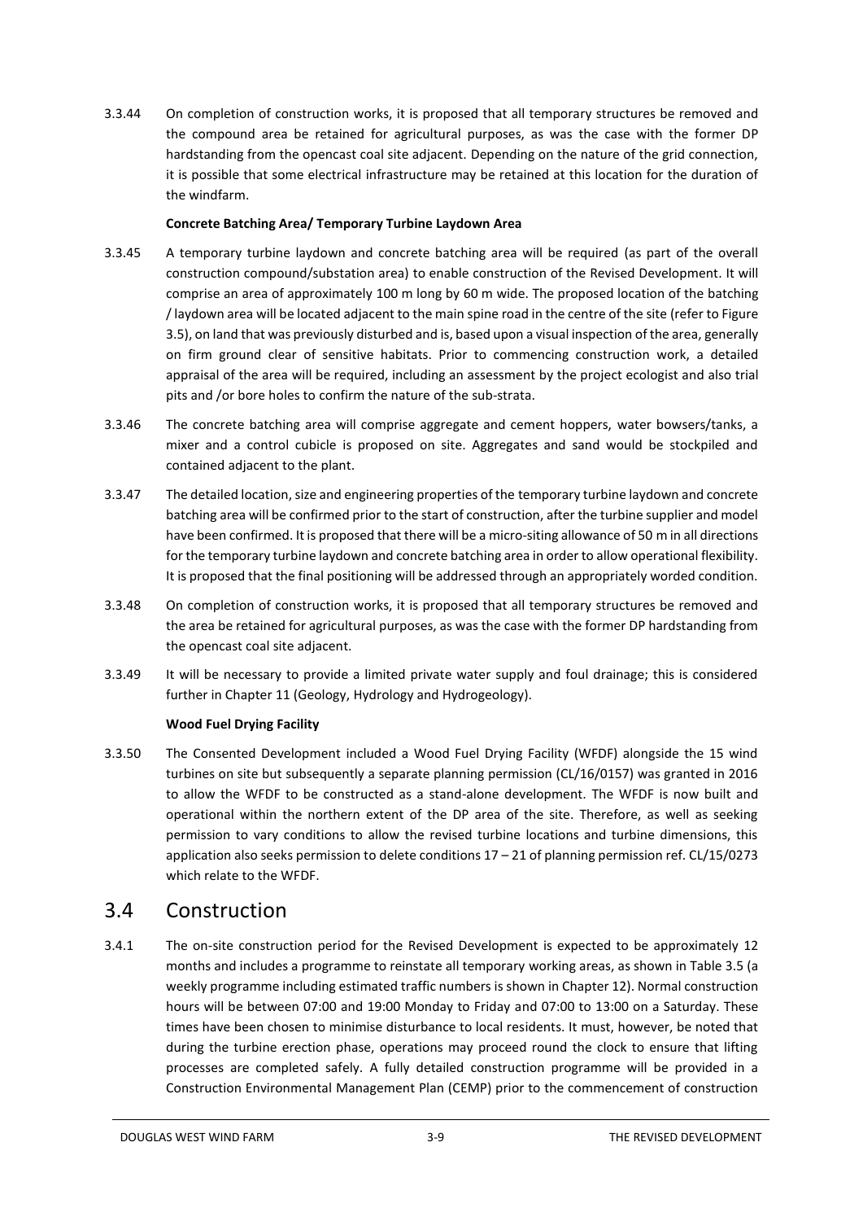3.3.44 On completion of construction works, it is proposed that all temporary structures be removed and the compound area be retained for agricultural purposes, as was the case with the former DP hardstanding from the opencast coal site adjacent. Depending on the nature of the grid connection, it is possible that some electrical infrastructure may be retained at this location for the duration of the windfarm.

**Concrete Batching Area/ Temporary Turbine Laydown Area**

3.3.45 A temporary turbine laydown and concrete batching area will be required (as part of the overall construction compound/substation area) to enable construction of the Revised Development. It will comprise an area of approximately 100 m long by 60 m wide. The proposed location of the batching / laydown area will be located adjacent to the main spine road in the centre of the site (refer to Figure 3.5), on land that was previously disturbed and is, based upon a visual inspection of the area, generally on firm ground clear of sensitive habitats. Prior to commencing construction work, a detailed appraisal of the area will be required, including an assessment by the project ecologist and also trial pits and /or bore holes to confirm the nature of the sub-strata.

3.3.46 The concrete batching area will comprise aggregate and cement hoppers, water bowsers/tanks, a mixer and a control cubicle is proposed on site. Aggregates and sand would be stockpiled and contained adjacent to the plant.

3.3.47 The detailed location, size and engineering properties of the temporary turbine laydown and concrete batching area will be confirmed prior to the start of construction, after the turbine supplier and model have been confirmed. It is proposed that there will be a micro-siting allowance of 50 m in all directions for the temporary turbine laydown and concrete batching area in order to allow operational flexibility. It is proposed that the final positioning will be addressed through an appropriately worded condition.

3.3.48 On completion of construction works, it is proposed that all temporary structures be removed and the area be retained for agricultural purposes, as was the case with the former DP hardstanding from the opencast coal site adjacent.

3.3.49 It will be necessary to provide a limited private water supply and foul drainage; this is considered further in Chapter 11 (Geology, Hydrology and Hydrogeology).

**Wood Fuel Drying Facility**

3.3.50 The Consented Development included a Wood Fuel Drying Facility (WFDF) alongside the 15 wind turbines on site but subsequently a separate planning permission (CL/16/0157) was granted in 2016 to allow the WFDF to be constructed as a stand-alone development. The WFDF is now built and operational within the northern extent of the DP area of the site. Therefore, as well as seeking permission to vary conditions to allow the revised turbine locations and turbine dimensions, this application also seeks permission to delete conditions 17 – 21 of planning permission ref. CL/15/0273 which relate to the WFDF.

## 3.4 Construction

3.4.1 The on-site construction period for the Revised Development is expected to be approximately 12 months and includes a programme to reinstate all temporary working areas, as shown in Table 3.5 (a weekly programme including estimated traffic numbers is shown in Chapter 12). Normal construction hours will be between 07:00 and 19:00 Monday to Friday and 07:00 to 13:00 on a Saturday. These times have been chosen to minimise disturbance to local residents. It must, however, be noted that during the turbine erection phase, operations may proceed round the clock to ensure that lifting processes are completed safely. A fully detailed construction programme will be provided in a Construction Environmental Management Plan (CEMP) prior to the commencement of construction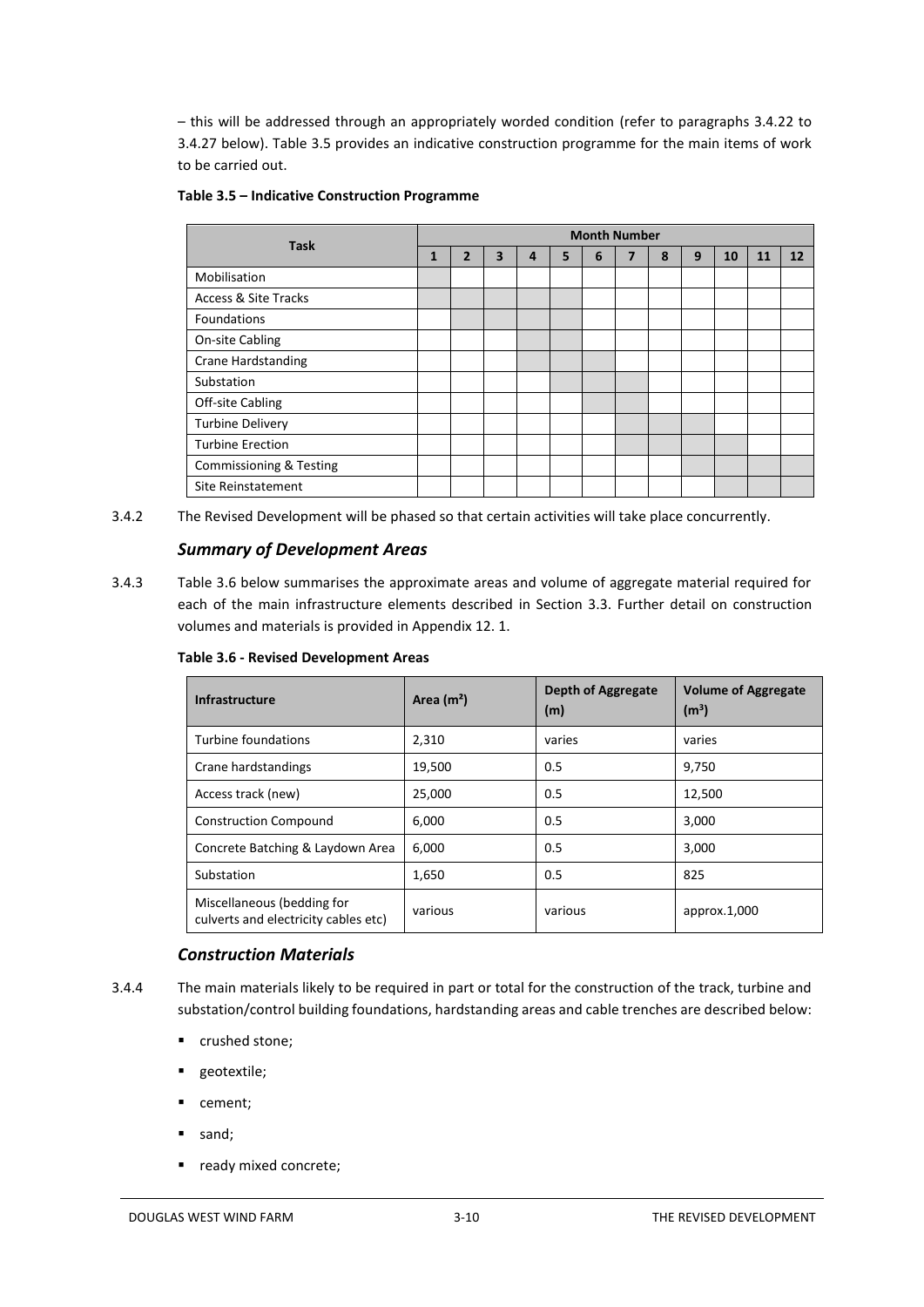– this will be addressed through an appropriately worded condition (refer to paragraphs 3.4.22 to 3.4.27 below). Table 3.5 provides an indicative construction programme for the main items of work to be carried out.

**Table 3.5 – Indicative Construction Programme**

| Task | Month Number | | | | | | | | | | | |
|---|---|---|---|---|---|---|---|---|---|---|---|---|
| | 1 | 2 | 3 | 4 | 5 | 6 | 7 | 8 | 9 | 10 | 11 | 12 |
| Mobilisation | ■ | | | | | | | | | | | |
| Access & Site Tracks | ■ | ■ | ■ | ■ | ■ | | | | | | | |
| Foundations | | ■ | ■ | ■ | ■ | | | | | | | |
| On-site Cabling | | | | ■ | ■ | | | | | | | |
| Crane Hardstanding | | | | ■ | ■ | ■ | | | | | | |
| Substation | | | | | ■ | ■ | ■ | | | | | |
| Off-site Cabling | | | | | | ■ | ■ | | | | | |
| Turbine Delivery | | | | | | | ■ | ■ | ■ | | | |
| Turbine Erection | | | | | | | ■ | ■ | ■ | ■ | | |
| Commissioning & Testing | | | | | | | | | ■ | ■ | ■ | ■ |
| Site Reinstatement | | | | | | | | | | ■ | ■ | ■ |

3.4.2 The Revised Development will be phased so that certain activities will take place concurrently.

### *Summary of Development Areas*

3.4.3 Table 3.6 below summarises the approximate areas and volume of aggregate material required for each of the main infrastructure elements described in Section 3.3. Further detail on construction volumes and materials is provided in Appendix 12. 1.

**Table 3.6 - Revised Development Areas**

| Infrastructure | Area (m²) | Depth of Aggregate (m) | Volume of Aggregate (m³) |
|---|---|---|---|
| Turbine foundations | 2,310 | varies | varies |
| Crane hardstandings | 19,500 | 0.5 | 9,750 |
| Access track (new) | 25,000 | 0.5 | 12,500 |
| Construction Compound | 6,000 | 0.5 | 3,000 |
| Concrete Batching & Laydown Area | 6,000 | 0.5 | 3,000 |
| Substation | 1,650 | 0.5 | 825 |
| Miscellaneous (bedding for culverts and electricity cables etc) | various | various | approx.1,000 |

### *Construction Materials*

3.4.4 The main materials likely to be required in part or total for the construction of the track, turbine and substation/control building foundations, hardstanding areas and cable trenches are described below:

- crushed stone;
- geotextile;
- cement;
- sand;
- ready mixed concrete;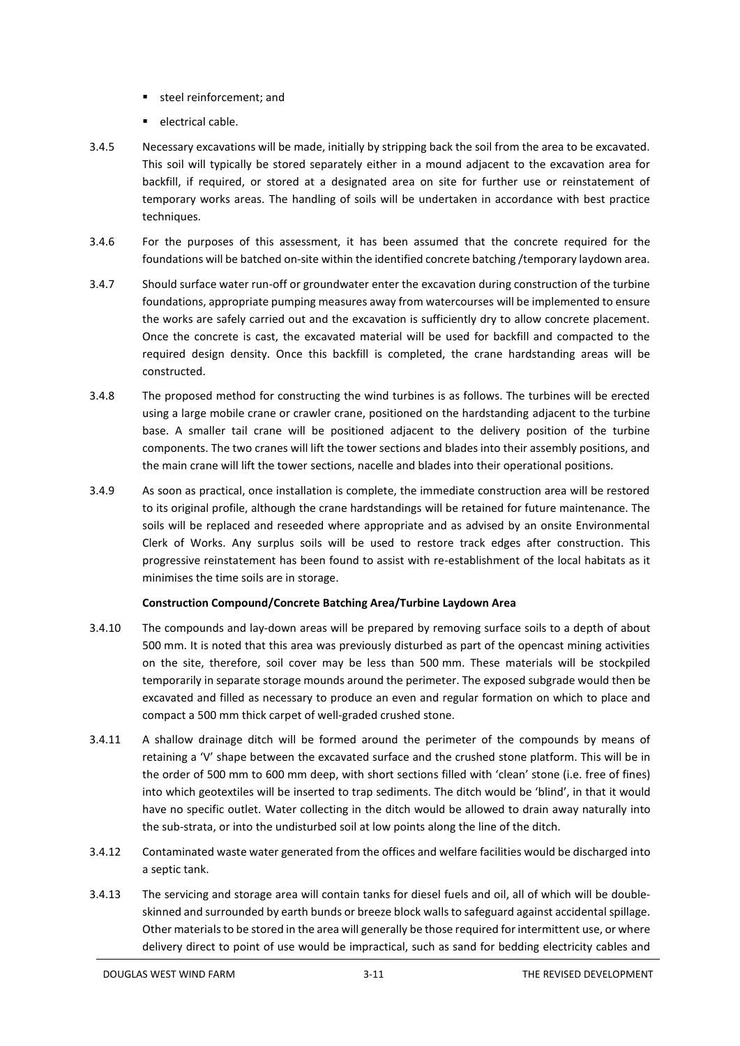- steel reinforcement; and
- electrical cable.

3.4.5 Necessary excavations will be made, initially by stripping back the soil from the area to be excavated. This soil will typically be stored separately either in a mound adjacent to the excavation area for backfill, if required, or stored at a designated area on site for further use or reinstatement of temporary works areas. The handling of soils will be undertaken in accordance with best practice techniques.

3.4.6 For the purposes of this assessment, it has been assumed that the concrete required for the foundations will be batched on-site within the identified concrete batching /temporary laydown area.

3.4.7 Should surface water run-off or groundwater enter the excavation during construction of the turbine foundations, appropriate pumping measures away from watercourses will be implemented to ensure the works are safely carried out and the excavation is sufficiently dry to allow concrete placement. Once the concrete is cast, the excavated material will be used for backfill and compacted to the required design density. Once this backfill is completed, the crane hardstanding areas will be constructed.

3.4.8 The proposed method for constructing the wind turbines is as follows. The turbines will be erected using a large mobile crane or crawler crane, positioned on the hardstanding adjacent to the turbine base. A smaller tail crane will be positioned adjacent to the delivery position of the turbine components. The two cranes will lift the tower sections and blades into their assembly positions, and the main crane will lift the tower sections, nacelle and blades into their operational positions.

3.4.9 As soon as practical, once installation is complete, the immediate construction area will be restored to its original profile, although the crane hardstandings will be retained for future maintenance. The soils will be replaced and reseeded where appropriate and as advised by an onsite Environmental Clerk of Works. Any surplus soils will be used to restore track edges after construction. This progressive reinstatement has been found to assist with re-establishment of the local habitats as it minimises the time soils are in storage.

**Construction Compound/Concrete Batching Area/Turbine Laydown Area**

3.4.10 The compounds and lay-down areas will be prepared by removing surface soils to a depth of about 500 mm. It is noted that this area was previously disturbed as part of the opencast mining activities on the site, therefore, soil cover may be less than 500 mm. These materials will be stockpiled temporarily in separate storage mounds around the perimeter. The exposed subgrade would then be excavated and filled as necessary to produce an even and regular formation on which to place and compact a 500 mm thick carpet of well-graded crushed stone.

3.4.11 A shallow drainage ditch will be formed around the perimeter of the compounds by means of retaining a 'V' shape between the excavated surface and the crushed stone platform. This will be in the order of 500 mm to 600 mm deep, with short sections filled with 'clean' stone (i.e. free of fines) into which geotextiles will be inserted to trap sediments. The ditch would be 'blind', in that it would have no specific outlet. Water collecting in the ditch would be allowed to drain away naturally into the sub-strata, or into the undisturbed soil at low points along the line of the ditch.

3.4.12 Contaminated waste water generated from the offices and welfare facilities would be discharged into a septic tank.

3.4.13 The servicing and storage area will contain tanks for diesel fuels and oil, all of which will be double-skinned and surrounded by earth bunds or breeze block walls to safeguard against accidental spillage. Other materials to be stored in the area will generally be those required for intermittent use, or where delivery direct to point of use would be impractical, such as sand for bedding electricity cables and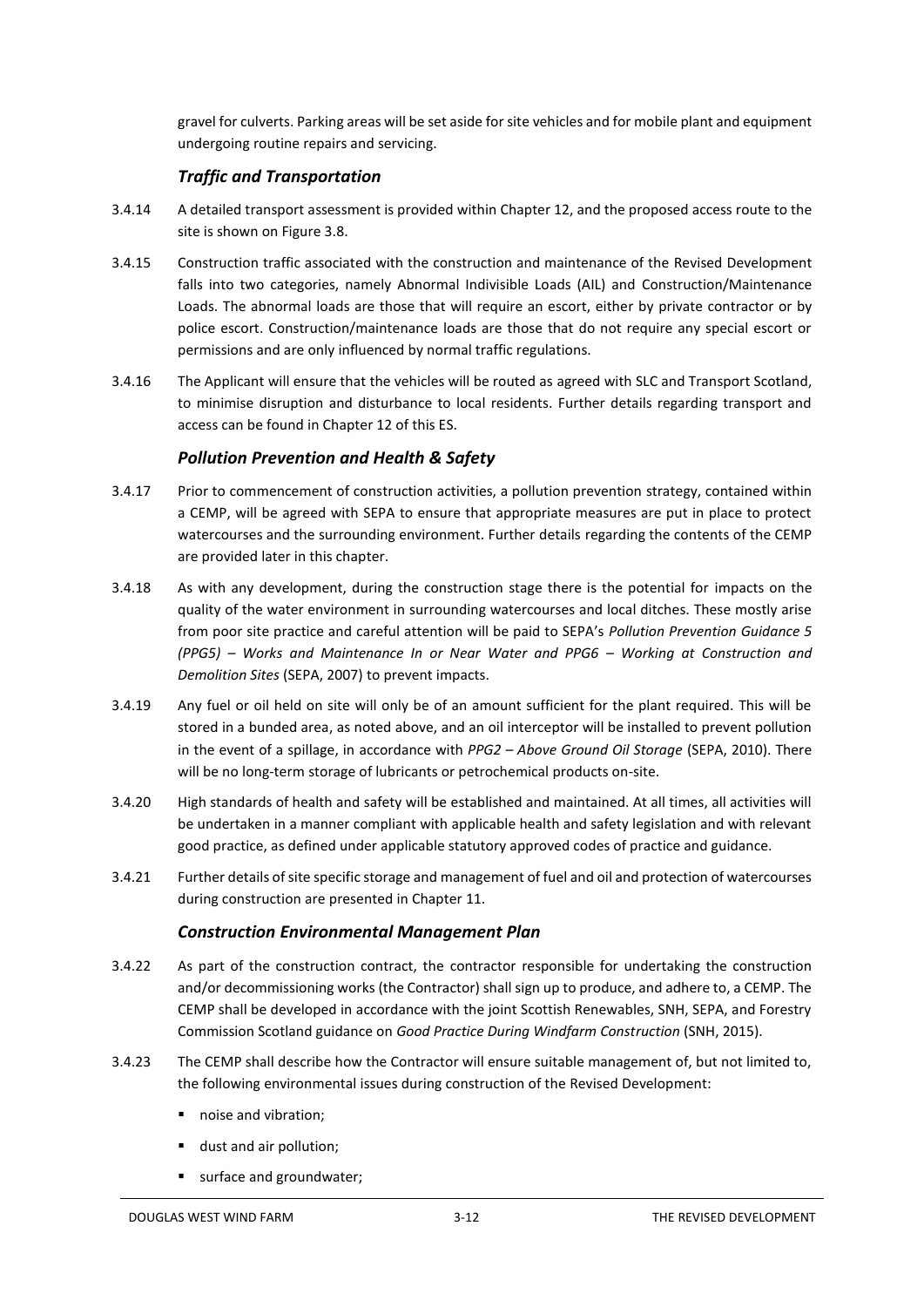gravel for culverts. Parking areas will be set aside for site vehicles and for mobile plant and equipment undergoing routine repairs and servicing.

### *Traffic and Transportation*

3.4.14 A detailed transport assessment is provided within Chapter 12, and the proposed access route to the site is shown on Figure 3.8.

3.4.15 Construction traffic associated with the construction and maintenance of the Revised Development falls into two categories, namely Abnormal Indivisible Loads (AIL) and Construction/Maintenance Loads. The abnormal loads are those that will require an escort, either by private contractor or by police escort. Construction/maintenance loads are those that do not require any special escort or permissions and are only influenced by normal traffic regulations.

3.4.16 The Applicant will ensure that the vehicles will be routed as agreed with SLC and Transport Scotland, to minimise disruption and disturbance to local residents. Further details regarding transport and access can be found in Chapter 12 of this ES.

### *Pollution Prevention and Health & Safety*

3.4.17 Prior to commencement of construction activities, a pollution prevention strategy, contained within a CEMP, will be agreed with SEPA to ensure that appropriate measures are put in place to protect watercourses and the surrounding environment. Further details regarding the contents of the CEMP are provided later in this chapter.

3.4.18 As with any development, during the construction stage there is the potential for impacts on the quality of the water environment in surrounding watercourses and local ditches. These mostly arise from poor site practice and careful attention will be paid to SEPA's *Pollution Prevention Guidance 5 (PPG5) – Works and Maintenance In or Near Water and PPG6 – Working at Construction and Demolition Sites* (SEPA, 2007) to prevent impacts.

3.4.19 Any fuel or oil held on site will only be of an amount sufficient for the plant required. This will be stored in a bunded area, as noted above, and an oil interceptor will be installed to prevent pollution in the event of a spillage, in accordance with *PPG2 – Above Ground Oil Storage* (SEPA, 2010). There will be no long-term storage of lubricants or petrochemical products on-site.

3.4.20 High standards of health and safety will be established and maintained. At all times, all activities will be undertaken in a manner compliant with applicable health and safety legislation and with relevant good practice, as defined under applicable statutory approved codes of practice and guidance.

3.4.21 Further details of site specific storage and management of fuel and oil and protection of watercourses during construction are presented in Chapter 11.

### *Construction Environmental Management Plan*

3.4.22 As part of the construction contract, the contractor responsible for undertaking the construction and/or decommissioning works (the Contractor) shall sign up to produce, and adhere to, a CEMP. The CEMP shall be developed in accordance with the joint Scottish Renewables, SNH, SEPA, and Forestry Commission Scotland guidance on *Good Practice During Windfarm Construction* (SNH, 2015).

3.4.23 The CEMP shall describe how the Contractor will ensure suitable management of, but not limited to, the following environmental issues during construction of the Revised Development:

- noise and vibration;
- dust and air pollution;
- surface and groundwater;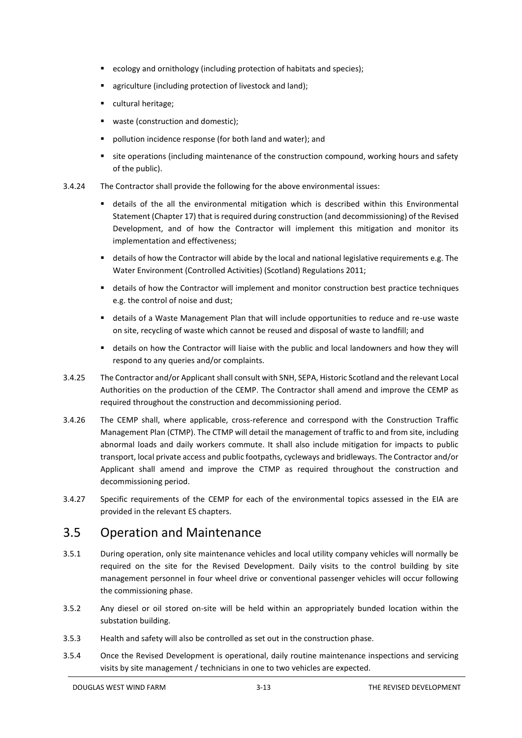- ecology and ornithology (including protection of habitats and species);
- agriculture (including protection of livestock and land);
- cultural heritage;
- waste (construction and domestic);
- pollution incidence response (for both land and water); and
- site operations (including maintenance of the construction compound, working hours and safety of the public).

3.4.24 The Contractor shall provide the following for the above environmental issues:

- details of the all the environmental mitigation which is described within this Environmental Statement (Chapter 17) that is required during construction (and decommissioning) of the Revised Development, and of how the Contractor will implement this mitigation and monitor its implementation and effectiveness;
- details of how the Contractor will abide by the local and national legislative requirements e.g. The Water Environment (Controlled Activities) (Scotland) Regulations 2011;
- details of how the Contractor will implement and monitor construction best practice techniques e.g. the control of noise and dust;
- details of a Waste Management Plan that will include opportunities to reduce and re-use waste on site, recycling of waste which cannot be reused and disposal of waste to landfill; and
- details on how the Contractor will liaise with the public and local landowners and how they will respond to any queries and/or complaints.

3.4.25 The Contractor and/or Applicant shall consult with SNH, SEPA, Historic Scotland and the relevant Local Authorities on the production of the CEMP. The Contractor shall amend and improve the CEMP as required throughout the construction and decommissioning period.

3.4.26 The CEMP shall, where applicable, cross-reference and correspond with the Construction Traffic Management Plan (CTMP). The CTMP will detail the management of traffic to and from site, including abnormal loads and daily workers commute. It shall also include mitigation for impacts to public transport, local private access and public footpaths, cycleways and bridleways. The Contractor and/or Applicant shall amend and improve the CTMP as required throughout the construction and decommissioning period.

3.4.27 Specific requirements of the CEMP for each of the environmental topics assessed in the EIA are provided in the relevant ES chapters.

## 3.5 Operation and Maintenance

3.5.1 During operation, only site maintenance vehicles and local utility company vehicles will normally be required on the site for the Revised Development. Daily visits to the control building by site management personnel in four wheel drive or conventional passenger vehicles will occur following the commissioning phase.

3.5.2 Any diesel or oil stored on-site will be held within an appropriately bunded location within the substation building.

3.5.3 Health and safety will also be controlled as set out in the construction phase.

3.5.4 Once the Revised Development is operational, daily routine maintenance inspections and servicing visits by site management / technicians in one to two vehicles are expected.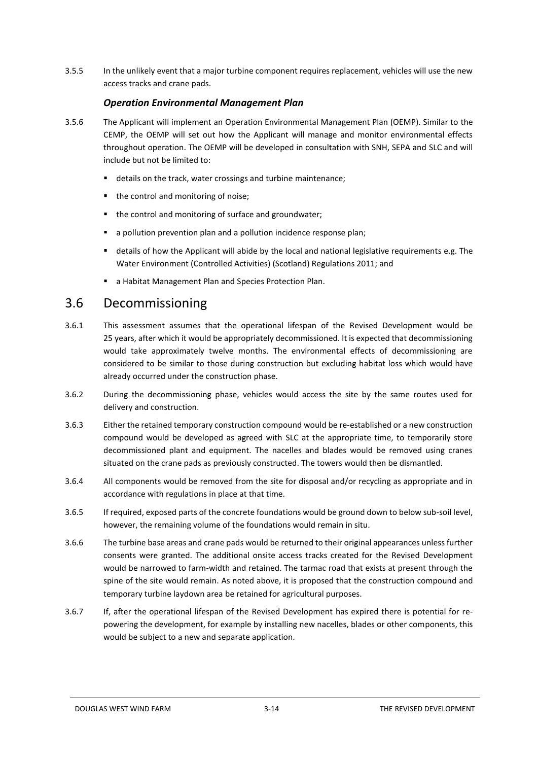3.5.5 In the unlikely event that a major turbine component requires replacement, vehicles will use the new access tracks and crane pads.

### *Operation Environmental Management Plan*

3.5.6 The Applicant will implement an Operation Environmental Management Plan (OEMP). Similar to the CEMP, the OEMP will set out how the Applicant will manage and monitor environmental effects throughout operation. The OEMP will be developed in consultation with SNH, SEPA and SLC and will include but not be limited to:

- details on the track, water crossings and turbine maintenance;
- the control and monitoring of noise;
- the control and monitoring of surface and groundwater;
- a pollution prevention plan and a pollution incidence response plan;
- details of how the Applicant will abide by the local and national legislative requirements e.g. The Water Environment (Controlled Activities) (Scotland) Regulations 2011; and
- a Habitat Management Plan and Species Protection Plan.

## 3.6 Decommissioning

3.6.1 This assessment assumes that the operational lifespan of the Revised Development would be 25 years, after which it would be appropriately decommissioned. It is expected that decommissioning would take approximately twelve months. The environmental effects of decommissioning are considered to be similar to those during construction but excluding habitat loss which would have already occurred under the construction phase.

3.6.2 During the decommissioning phase, vehicles would access the site by the same routes used for delivery and construction.

3.6.3 Either the retained temporary construction compound would be re-established or a new construction compound would be developed as agreed with SLC at the appropriate time, to temporarily store decommissioned plant and equipment. The nacelles and blades would be removed using cranes situated on the crane pads as previously constructed. The towers would then be dismantled.

3.6.4 All components would be removed from the site for disposal and/or recycling as appropriate and in accordance with regulations in place at that time.

3.6.5 If required, exposed parts of the concrete foundations would be ground down to below sub-soil level, however, the remaining volume of the foundations would remain in situ.

3.6.6 The turbine base areas and crane pads would be returned to their original appearances unless further consents were granted. The additional onsite access tracks created for the Revised Development would be narrowed to farm-width and retained. The tarmac road that exists at present through the spine of the site would remain. As noted above, it is proposed that the construction compound and temporary turbine laydown area be retained for agricultural purposes.

3.6.7 If, after the operational lifespan of the Revised Development has expired there is potential for re-powering the development, for example by installing new nacelles, blades or other components, this would be subject to a new and separate application.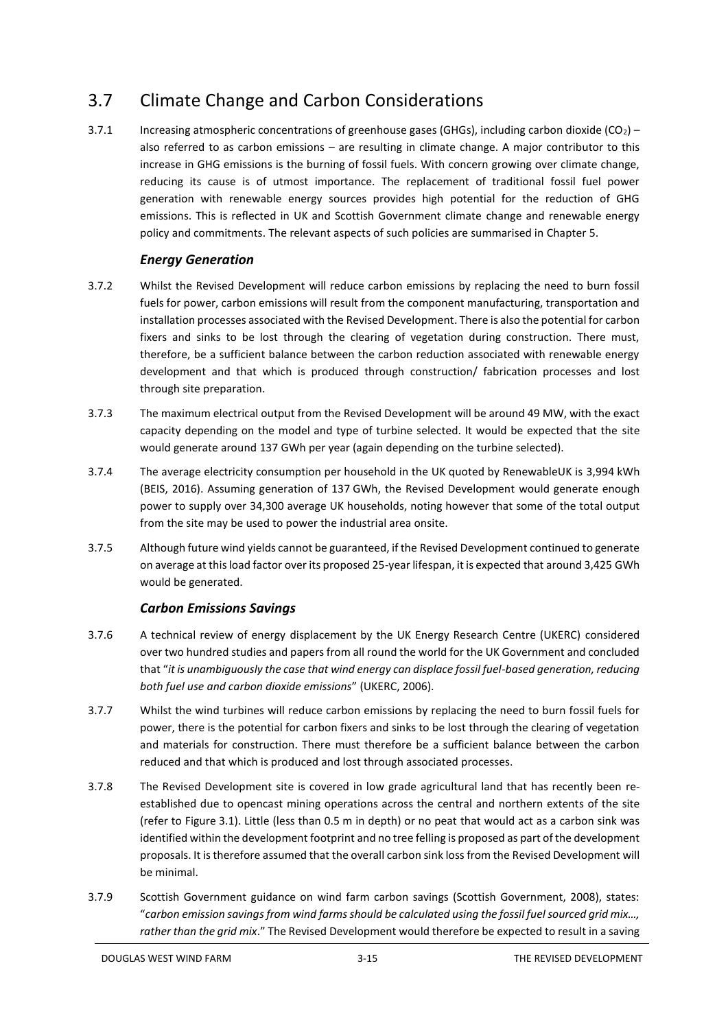## 3.7 Climate Change and Carbon Considerations

3.7.1 Increasing atmospheric concentrations of greenhouse gases (GHGs), including carbon dioxide ($CO_2$) – also referred to as carbon emissions – are resulting in climate change. A major contributor to this increase in GHG emissions is the burning of fossil fuels. With concern growing over climate change, reducing its cause is of utmost importance. The replacement of traditional fossil fuel power generation with renewable energy sources provides high potential for the reduction of GHG emissions. This is reflected in UK and Scottish Government climate change and renewable energy policy and commitments. The relevant aspects of such policies are summarised in Chapter 5.

### *Energy Generation*

3.7.2 Whilst the Revised Development will reduce carbon emissions by replacing the need to burn fossil fuels for power, carbon emissions will result from the component manufacturing, transportation and installation processes associated with the Revised Development. There is also the potential for carbon fixers and sinks to be lost through the clearing of vegetation during construction. There must, therefore, be a sufficient balance between the carbon reduction associated with renewable energy development and that which is produced through construction/ fabrication processes and lost through site preparation.

3.7.3 The maximum electrical output from the Revised Development will be around 49 MW, with the exact capacity depending on the model and type of turbine selected. It would be expected that the site would generate around 137 GWh per year (again depending on the turbine selected).

3.7.4 The average electricity consumption per household in the UK quoted by RenewableUK is 3,994 kWh (BEIS, 2016). Assuming generation of 137 GWh, the Revised Development would generate enough power to supply over 34,300 average UK households, noting however that some of the total output from the site may be used to power the industrial area onsite.

3.7.5 Although future wind yields cannot be guaranteed, if the Revised Development continued to generate on average at this load factor over its proposed 25-year lifespan, it is expected that around 3,425 GWh would be generated.

### *Carbon Emissions Savings*

3.7.6 A technical review of energy displacement by the UK Energy Research Centre (UKERC) considered over two hundred studies and papers from all round the world for the UK Government and concluded that "*it is unambiguously the case that wind energy can displace fossil fuel-based generation, reducing both fuel use and carbon dioxide emissions*" (UKERC, 2006).

3.7.7 Whilst the wind turbines will reduce carbon emissions by replacing the need to burn fossil fuels for power, there is the potential for carbon fixers and sinks to be lost through the clearing of vegetation and materials for construction. There must therefore be a sufficient balance between the carbon reduced and that which is produced and lost through associated processes.

3.7.8 The Revised Development site is covered in low grade agricultural land that has recently been re-established due to opencast mining operations across the central and northern extents of the site (refer to Figure 3.1). Little (less than 0.5 m in depth) or no peat that would act as a carbon sink was identified within the development footprint and no tree felling is proposed as part of the development proposals. It is therefore assumed that the overall carbon sink loss from the Revised Development will be minimal.

3.7.9 Scottish Government guidance on wind farm carbon savings (Scottish Government, 2008), states: "*carbon emission savings from wind farms should be calculated using the fossil fuel sourced grid mix…, rather than the grid mix*." The Revised Development would therefore be expected to result in a saving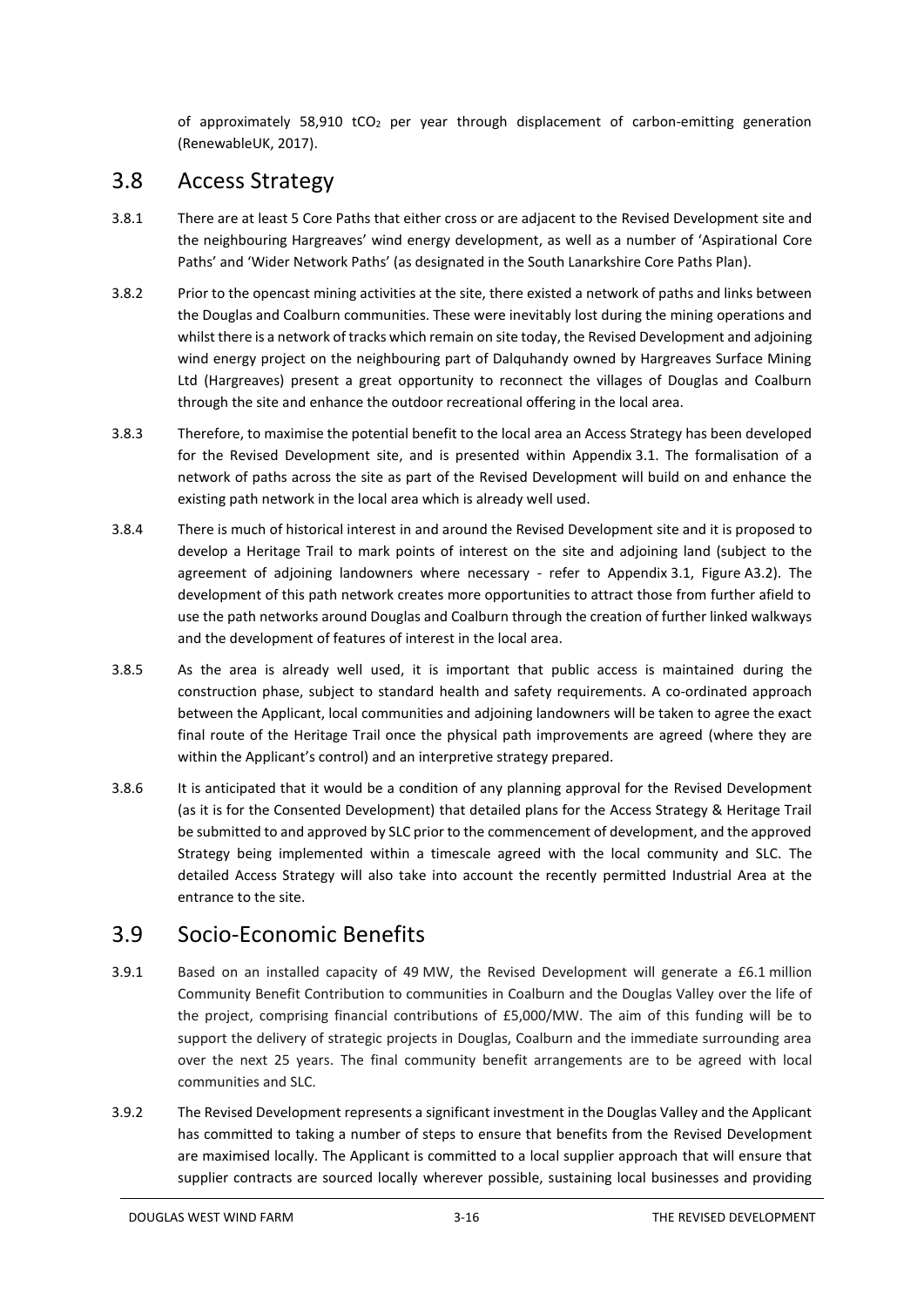of approximately 58,910 $tCO_2$ per year through displacement of carbon-emitting generation (RenewableUK, 2017).

## 3.8 Access Strategy

3.8.1 There are at least 5 Core Paths that either cross or are adjacent to the Revised Development site and the neighbouring Hargreaves' wind energy development, as well as a number of 'Aspirational Core Paths' and 'Wider Network Paths' (as designated in the South Lanarkshire Core Paths Plan).

3.8.2 Prior to the opencast mining activities at the site, there existed a network of paths and links between the Douglas and Coalburn communities. These were inevitably lost during the mining operations and whilst there is a network of tracks which remain on site today, the Revised Development and adjoining wind energy project on the neighbouring part of Dalquhandy owned by Hargreaves Surface Mining Ltd (Hargreaves) present a great opportunity to reconnect the villages of Douglas and Coalburn through the site and enhance the outdoor recreational offering in the local area.

3.8.3 Therefore, to maximise the potential benefit to the local area an Access Strategy has been developed for the Revised Development site, and is presented within Appendix 3.1. The formalisation of a network of paths across the site as part of the Revised Development will build on and enhance the existing path network in the local area which is already well used.

3.8.4 There is much of historical interest in and around the Revised Development site and it is proposed to develop a Heritage Trail to mark points of interest on the site and adjoining land (subject to the agreement of adjoining landowners where necessary - refer to Appendix 3.1, Figure A3.2). The development of this path network creates more opportunities to attract those from further afield to use the path networks around Douglas and Coalburn through the creation of further linked walkways and the development of features of interest in the local area.

3.8.5 As the area is already well used, it is important that public access is maintained during the construction phase, subject to standard health and safety requirements. A co-ordinated approach between the Applicant, local communities and adjoining landowners will be taken to agree the exact final route of the Heritage Trail once the physical path improvements are agreed (where they are within the Applicant's control) and an interpretive strategy prepared.

3.8.6 It is anticipated that it would be a condition of any planning approval for the Revised Development (as it is for the Consented Development) that detailed plans for the Access Strategy & Heritage Trail be submitted to and approved by SLC prior to the commencement of development, and the approved Strategy being implemented within a timescale agreed with the local community and SLC. The detailed Access Strategy will also take into account the recently permitted Industrial Area at the entrance to the site.

## 3.9 Socio-Economic Benefits

3.9.1 Based on an installed capacity of 49 MW, the Revised Development will generate a £6.1 million Community Benefit Contribution to communities in Coalburn and the Douglas Valley over the life of the project, comprising financial contributions of £5,000/MW. The aim of this funding will be to support the delivery of strategic projects in Douglas, Coalburn and the immediate surrounding area over the next 25 years. The final community benefit arrangements are to be agreed with local communities and SLC.

3.9.2 The Revised Development represents a significant investment in the Douglas Valley and the Applicant has committed to taking a number of steps to ensure that benefits from the Revised Development are maximised locally. The Applicant is committed to a local supplier approach that will ensure that supplier contracts are sourced locally wherever possible, sustaining local businesses and providing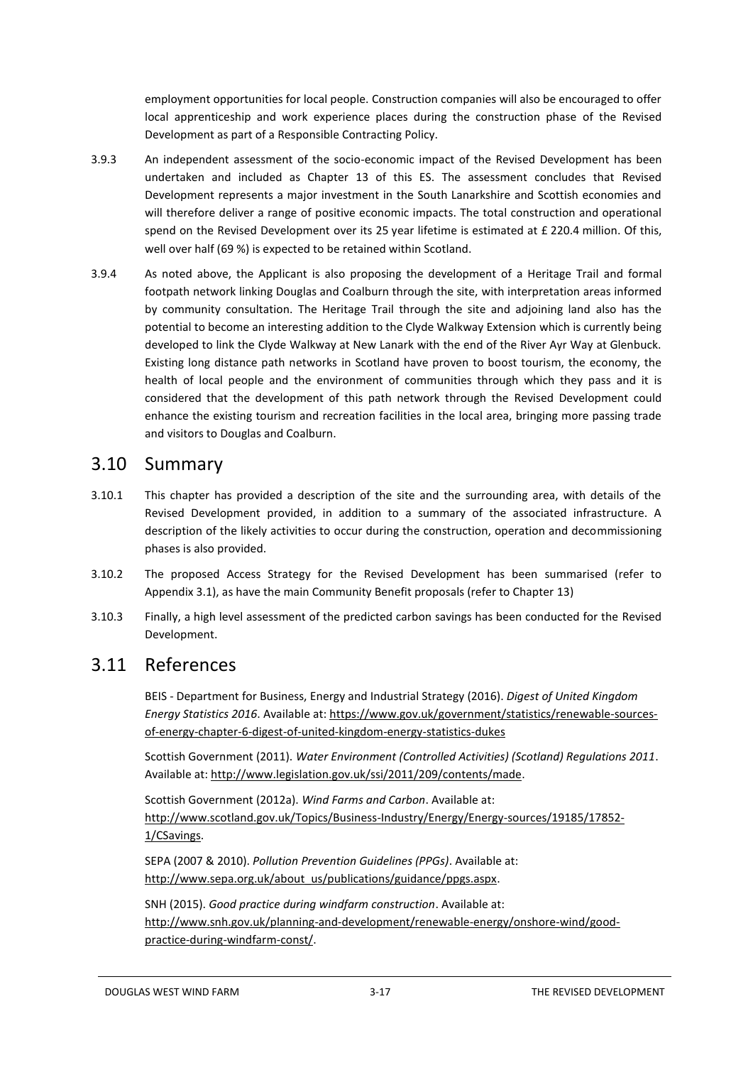employment opportunities for local people. Construction companies will also be encouraged to offer local apprenticeship and work experience places during the construction phase of the Revised Development as part of a Responsible Contracting Policy.

3.9.3 An independent assessment of the socio-economic impact of the Revised Development has been undertaken and included as Chapter 13 of this ES. The assessment concludes that Revised Development represents a major investment in the South Lanarkshire and Scottish economies and will therefore deliver a range of positive economic impacts. The total construction and operational spend on the Revised Development over its 25 year lifetime is estimated at £ 220.4 million. Of this, well over half (69 %) is expected to be retained within Scotland.

3.9.4 As noted above, the Applicant is also proposing the development of a Heritage Trail and formal footpath network linking Douglas and Coalburn through the site, with interpretation areas informed by community consultation. The Heritage Trail through the site and adjoining land also has the potential to become an interesting addition to the Clyde Walkway Extension which is currently being developed to link the Clyde Walkway at New Lanark with the end of the River Ayr Way at Glenbuck. Existing long distance path networks in Scotland have proven to boost tourism, the economy, the health of local people and the environment of communities through which they pass and it is considered that the development of this path network through the Revised Development could enhance the existing tourism and recreation facilities in the local area, bringing more passing trade and visitors to Douglas and Coalburn.

## 3.10 Summary

3.10.1 This chapter has provided a description of the site and the surrounding area, with details of the Revised Development provided, in addition to a summary of the associated infrastructure. A description of the likely activities to occur during the construction, operation and decommissioning phases is also provided.

3.10.2 The proposed Access Strategy for the Revised Development has been summarised (refer to Appendix 3.1), as have the main Community Benefit proposals (refer to Chapter 13)

3.10.3 Finally, a high level assessment of the predicted carbon savings has been conducted for the Revised Development.

## 3.11 References

BEIS - Department for Business, Energy and Industrial Strategy (2016). *Digest of United Kingdom Energy Statistics 2016*. Available at: https://www.gov.uk/government/statistics/renewable-sources-of-energy-chapter-6-digest-of-united-kingdom-energy-statistics-dukes

Scottish Government (2011). *Water Environment (Controlled Activities) (Scotland) Regulations 2011*. Available at: http://www.legislation.gov.uk/ssi/2011/209/contents/made.

Scottish Government (2012a). *Wind Farms and Carbon*. Available at: http://www.scotland.gov.uk/Topics/Business-Industry/Energy/Energy-sources/19185/17852-1/CSavings.

SEPA (2007 & 2010). *Pollution Prevention Guidelines (PPGs)*. Available at: http://www.sepa.org.uk/about_us/publications/guidance/ppgs.aspx.

SNH (2015). *Good practice during windfarm construction*. Available at: http://www.snh.gov.uk/planning-and-development/renewable-energy/onshore-wind/good-practice-during-windfarm-const/.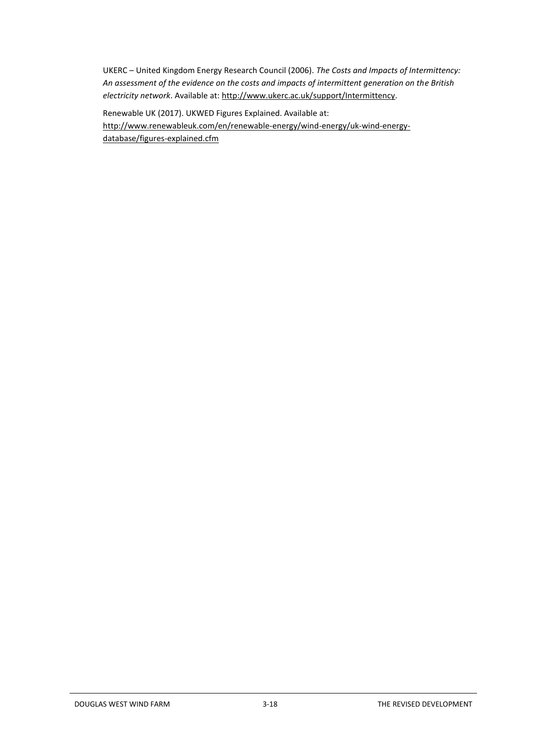UKERC – United Kingdom Energy Research Council (2006). *The Costs and Impacts of Intermittency: An assessment of the evidence on the costs and impacts of intermittent generation on the British electricity network*. Available at: http://www.ukerc.ac.uk/support/Intermittency.

Renewable UK (2017). UKWED Figures Explained. Available at: http://www.renewableuk.com/en/renewable-energy/wind-energy/uk-wind-energy-database/figures-explained.cfm